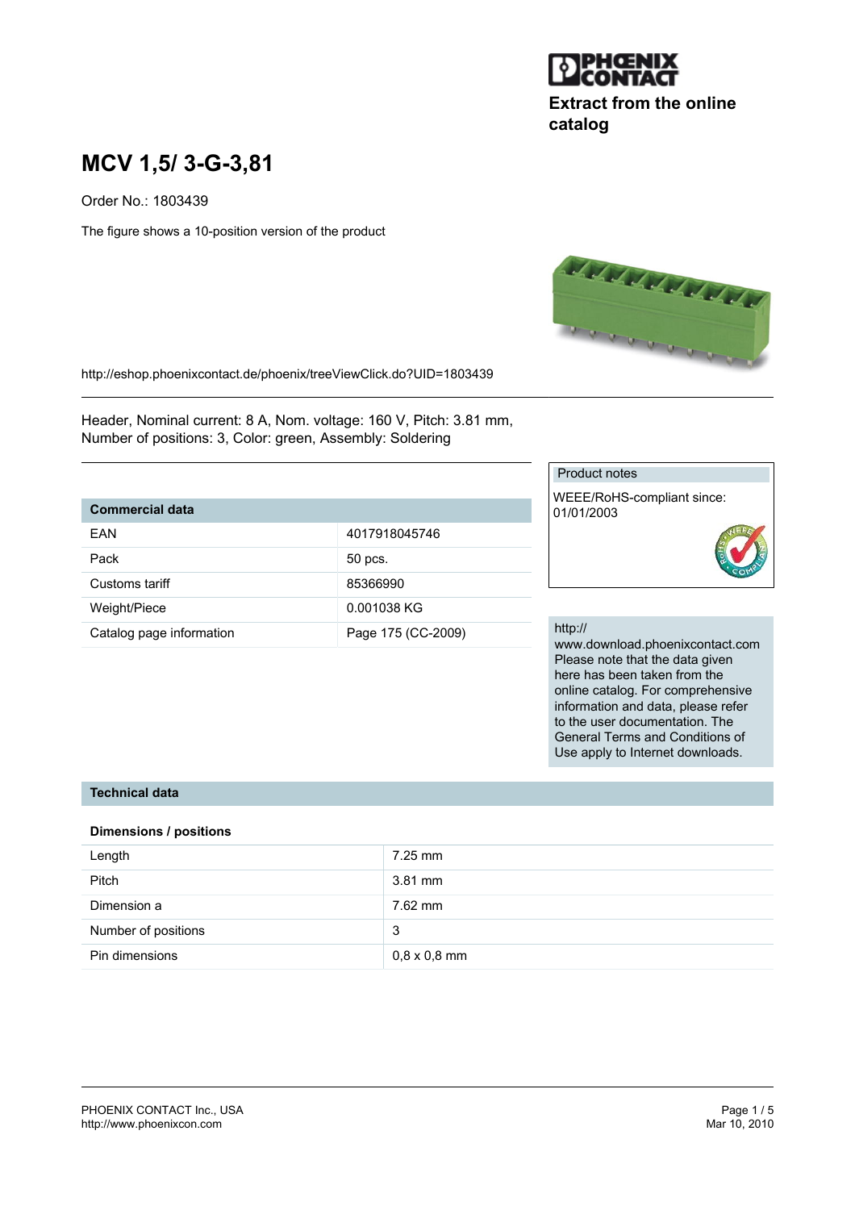Extract from the online catalog

# MCV 1,5/ 3-G-3,81

Order No.: 1803439

The figure shows a 10-position version of the product

http://eshop.phoenixcontact.de/phoenix/treeViewClick.do?UID=1803439

Header, Nominal current: 8 A, Nom. voltage: 160 V, Pitch: 3.81 mm, Number of positions: 3, Color: green, Assembly: Soldering

| Commercial data | |
|---|---|
| EAN | 4017918045746 |
| Pack | 50 pcs. |
| Customs tariff | 85366990 |
| Weight/Piece | 0.001038 KG |
| Catalog page information | Page 175 (CC-2009) |

Product notes

WEEE/RoHS-compliant since: 01/01/2003

http://www.download.phoenixcontact.com Please note that the data given here has been taken from the online catalog. For comprehensive information and data, please refer to the user documentation. The General Terms and Conditions of Use apply to Internet downloads.

## Technical data

### Dimensions / positions

| | |
|---|---|
| Length | 7.25 mm |
| Pitch | 3.81 mm |
| Dimension a | 7.62 mm |
| Number of positions | 3 |
| Pin dimensions | 0,8 x 0,8 mm |

PHOENIX CONTACT Inc., USA
http://www.phoenixcon.com

Mar 10, 2010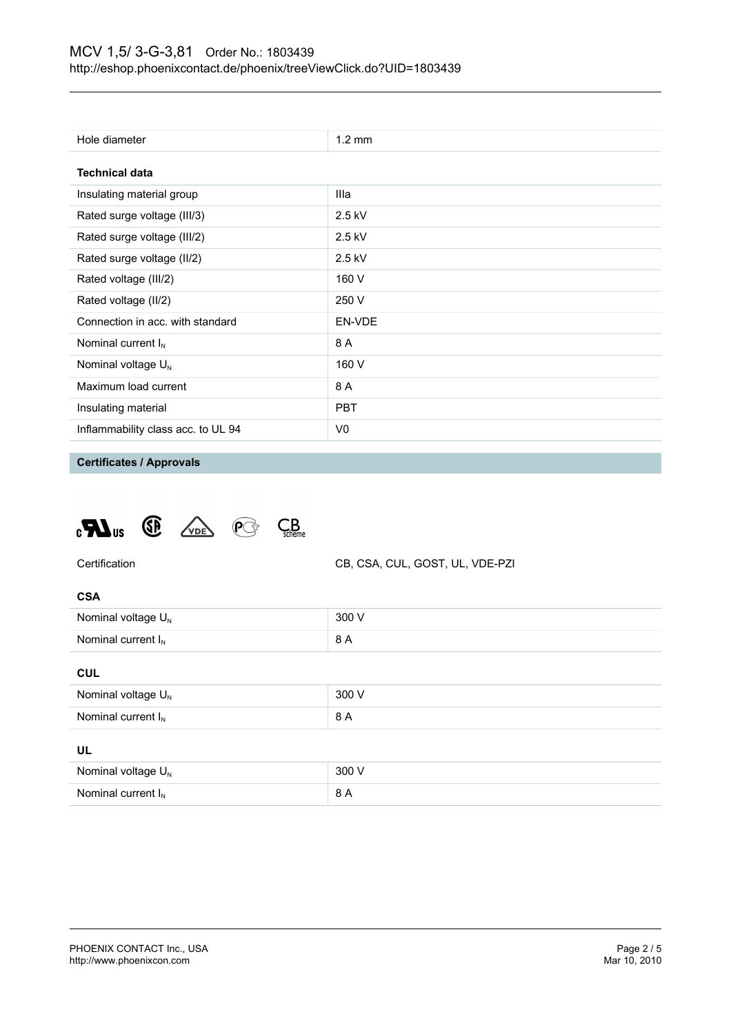| Hole diameter | 1.2 mm |
|---|---|

**Technical data**

| | |
|---|---|
| Insulating material group | IIIa |
| Rated surge voltage (III/3) | 2.5 kV |
| Rated surge voltage (III/2) | 2.5 kV |
| Rated surge voltage (II/2) | 2.5 kV |
| Rated voltage (III/2) | 160 V |
| Rated voltage (II/2) | 250 V |
| Connection in acc. with standard | EN-VDE |
| Nominal current $I_N$ | 8 A |
| Nominal voltage $U_N$ | 160 V |
| Maximum load current | 8 A |
| Insulating material | PBT |
| Inflammability class acc. to UL 94 | V0 |

## Certificates / Approvals

| Certification | CB, CSA, CUL, GOST, UL, VDE-PZI |
|---|---|

**CSA**

| | |
|---|---|
| Nominal voltage $U_N$ | 300 V |
| Nominal current $I_N$ | 8 A |

**CUL**

| | |
|---|---|
| Nominal voltage $U_N$ | 300 V |
| Nominal current $I_N$ | 8 A |

**UL**

| | |
|---|---|
| Nominal voltage $U_N$ | 300 V |
| Nominal current $I_N$ | 8 A |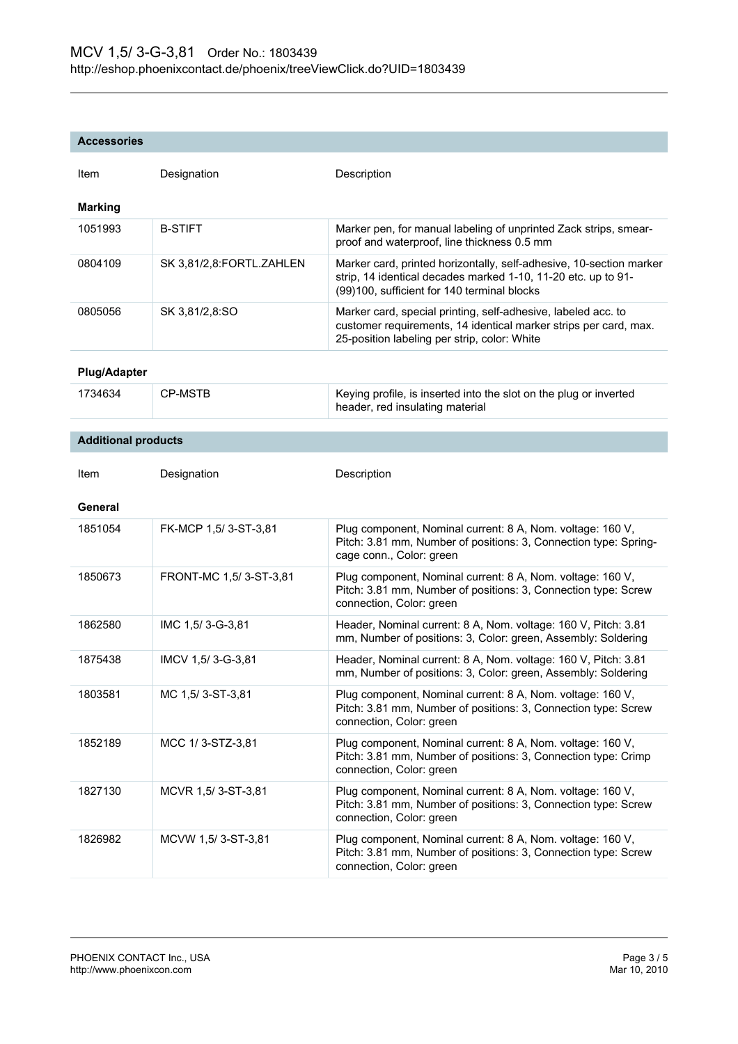## Accessories

| Item | Designation | Description |
|---|---|---|
| **Marking** | | |
| 1051993 | B-STIFT | Marker pen, for manual labeling of unprinted Zack strips, smear-proof and waterproof, line thickness 0.5 mm |
| 0804109 | SK 3,81/2,8:FORTL.ZAHLEN | Marker card, printed horizontally, self-adhesive, 10-section marker strip, 14 identical decades marked 1-10, 11-20 etc. up to 91-(99)100, sufficient for 140 terminal blocks |
| 0805056 | SK 3,81/2,8:SO | Marker card, special printing, self-adhesive, labeled acc. to customer requirements, 14 identical marker strips per card, max. 25-position labeling per strip, color: White |
| **Plug/Adapter** | | |
| 1734634 | CP-MSTB | Keying profile, is inserted into the slot on the plug or inverted header, red insulating material |

## Additional products

| Item | Designation | Description |
|---|---|---|
| **General** | | |
| 1851054 | FK-MCP 1,5/ 3-ST-3,81 | Plug component, Nominal current: 8 A, Nom. voltage: 160 V, Pitch: 3.81 mm, Number of positions: 3, Connection type: Spring-cage conn., Color: green |
| 1850673 | FRONT-MC 1,5/ 3-ST-3,81 | Plug component, Nominal current: 8 A, Nom. voltage: 160 V, Pitch: 3.81 mm, Number of positions: 3, Connection type: Screw connection, Color: green |
| 1862580 | IMC 1,5/ 3-G-3,81 | Header, Nominal current: 8 A, Nom. voltage: 160 V, Pitch: 3.81 mm, Number of positions: 3, Color: green, Assembly: Soldering |
| 1875438 | IMCV 1,5/ 3-G-3,81 | Header, Nominal current: 8 A, Nom. voltage: 160 V, Pitch: 3.81 mm, Number of positions: 3, Color: green, Assembly: Soldering |
| 1803581 | MC 1,5/ 3-ST-3,81 | Plug component, Nominal current: 8 A, Nom. voltage: 160 V, Pitch: 3.81 mm, Number of positions: 3, Connection type: Screw connection, Color: green |
| 1852189 | MCC 1/ 3-STZ-3,81 | Plug component, Nominal current: 8 A, Nom. voltage: 160 V, Pitch: 3.81 mm, Number of positions: 3, Connection type: Crimp connection, Color: green |
| 1827130 | MCVR 1,5/ 3-ST-3,81 | Plug component, Nominal current: 8 A, Nom. voltage: 160 V, Pitch: 3.81 mm, Number of positions: 3, Connection type: Screw connection, Color: green |
| 1826982 | MCVW 1,5/ 3-ST-3,81 | Plug component, Nominal current: 8 A, Nom. voltage: 160 V, Pitch: 3.81 mm, Number of positions: 3, Connection type: Screw connection, Color: green |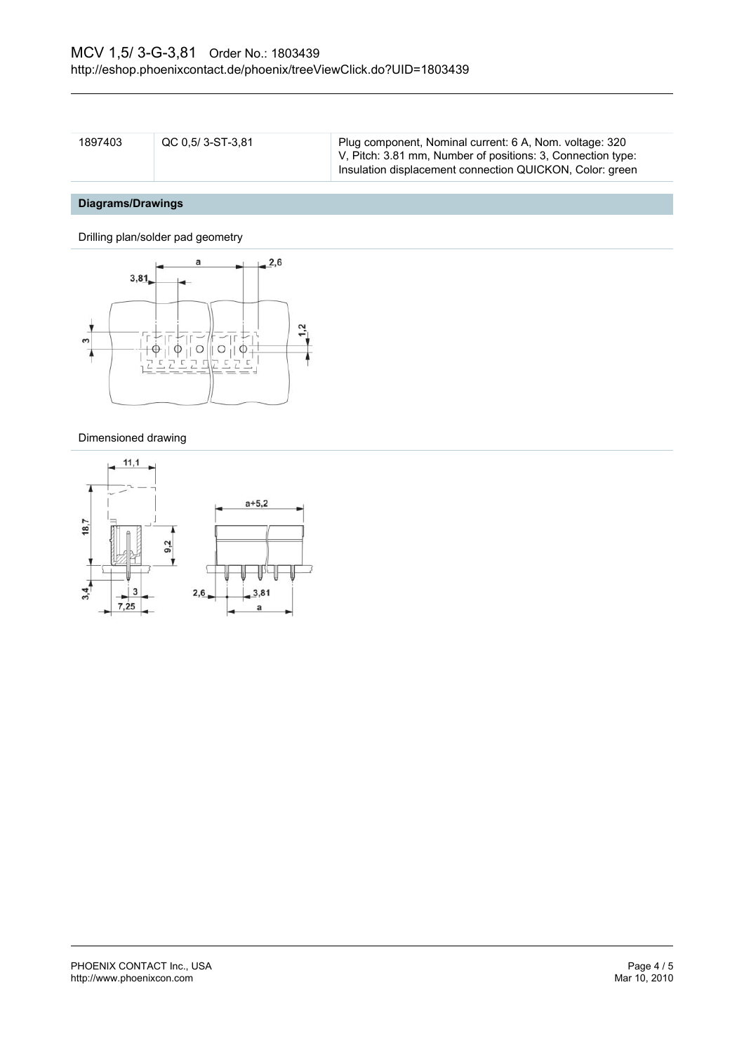| 1897403 | QC 0,5/ 3-ST-3,81 | Plug component, Nominal current: 6 A, Nom. voltage: 320 V, Pitch: 3.81 mm, Number of positions: 3, Connection type: Insulation displacement connection QUICKON, Color: green |
|---|---|---|

## Diagrams/Drawings

Drilling plan/solder pad geometry

Dimensioned drawing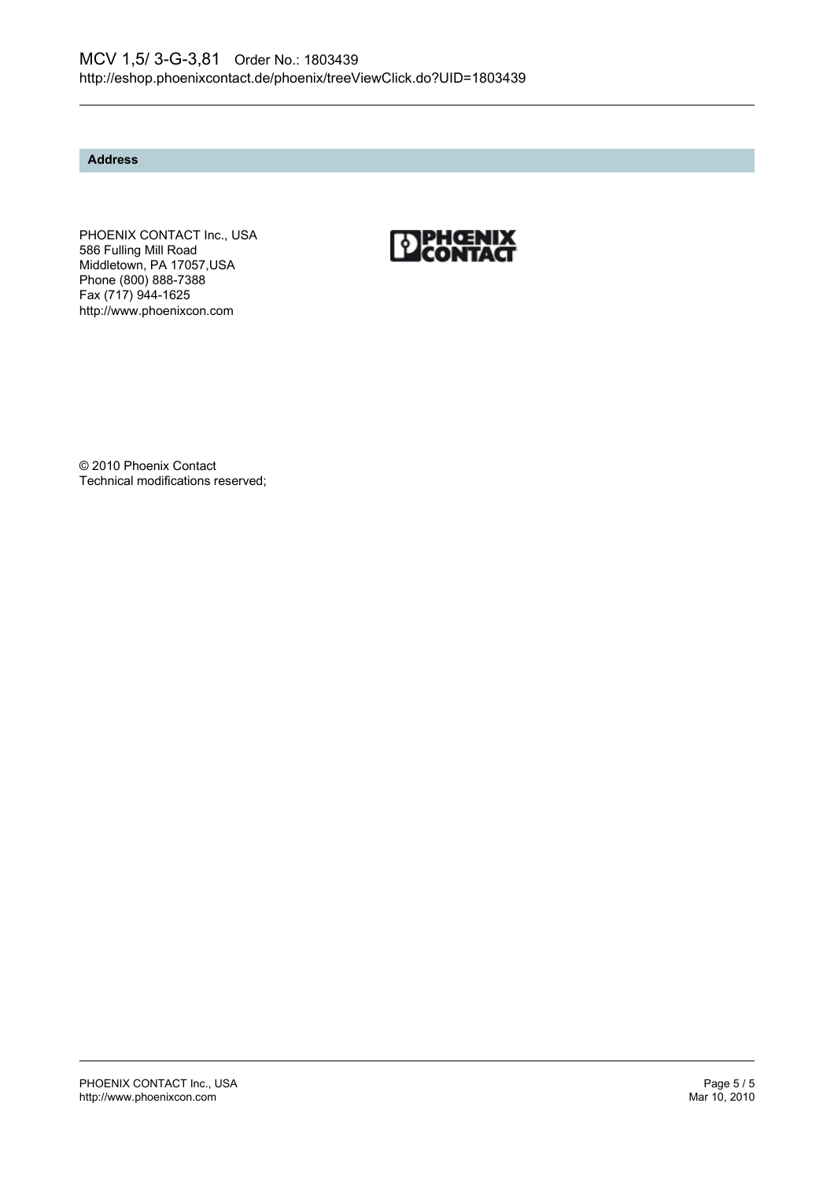## Address

PHOENIX CONTACT Inc., USA
586 Fulling Mill Road
Middletown, PA 17057,USA
Phone (800) 888-7388
Fax (717) 944-1625
http://www.phoenixcon.com

© 2010 Phoenix Contact
Technical modifications reserved;